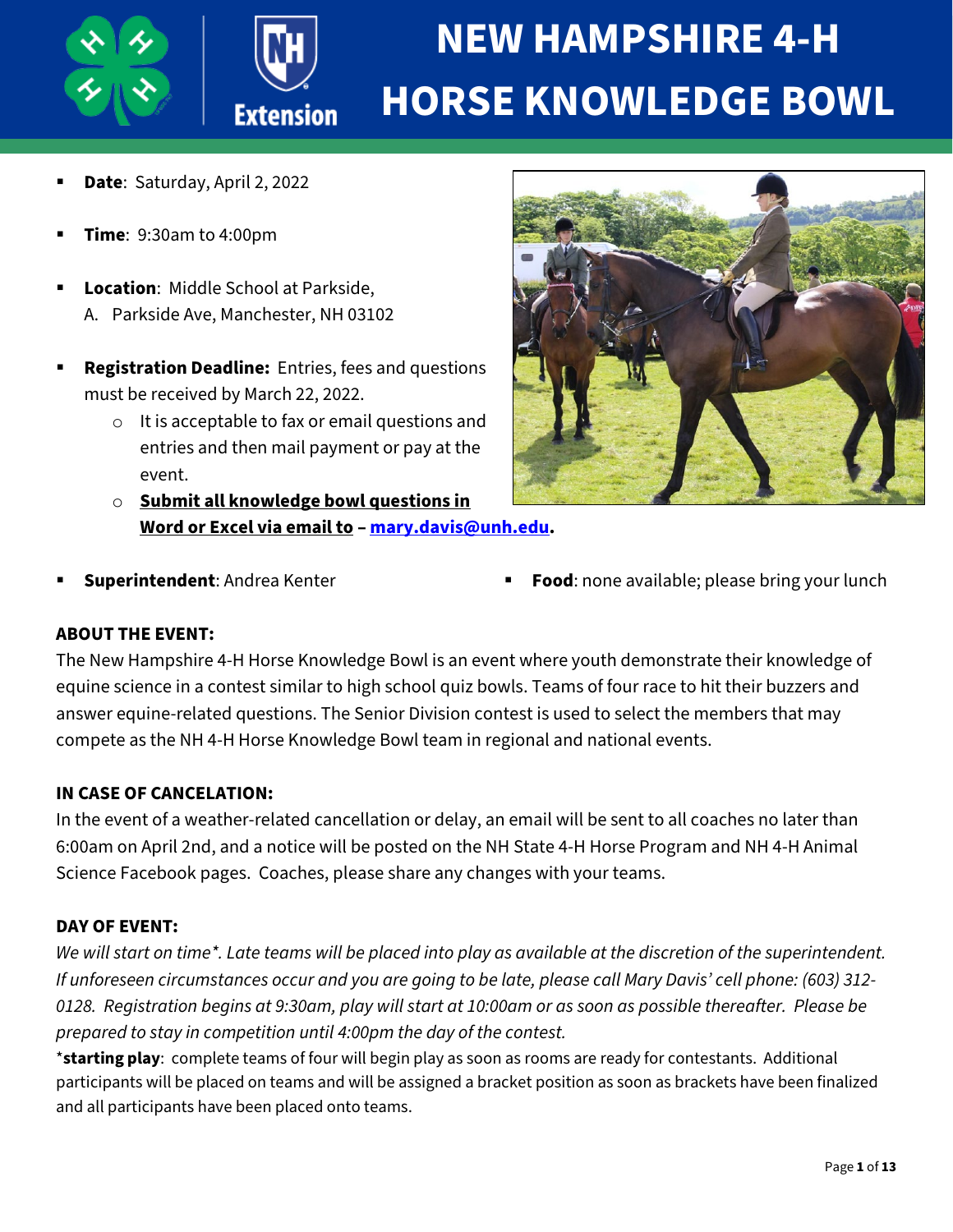# NEW HAMPSHIRE 4-H HORSE KNOWLEDGE BOWL

- **Date**: Saturday, April 2, 2022
- **Time**: 9:30am to 4:00pm
- **Location**: Middle School at Parkside,
  A. Parkside Ave, Manchester, NH 03102
- **Registration Deadline:** Entries, fees and questions must be received by March 22, 2022.
  - It is acceptable to fax or email questions and entries and then mail payment or pay at the event.
  - **Submit all knowledge bowl questions in Word or Excel via email to – mary.davis@unh.edu.**
- **Superintendent**: Andrea Kenter
- **Food**: none available; please bring your lunch

## ABOUT THE EVENT:

The New Hampshire 4-H Horse Knowledge Bowl is an event where youth demonstrate their knowledge of equine science in a contest similar to high school quiz bowls. Teams of four race to hit their buzzers and answer equine-related questions. The Senior Division contest is used to select the members that may compete as the NH 4-H Horse Knowledge Bowl team in regional and national events.

## IN CASE OF CANCELATION:

In the event of a weather-related cancellation or delay, an email will be sent to all coaches no later than 6:00am on April 2nd, and a notice will be posted on the NH State 4-H Horse Program and NH 4-H Animal Science Facebook pages. Coaches, please share any changes with your teams.

## DAY OF EVENT:

*We will start on time\*. Late teams will be placed into play as available at the discretion of the superintendent. If unforeseen circumstances occur and you are going to be late, please call Mary Davis' cell phone: (603) 312-0128. Registration begins at 9:30am, play will start at 10:00am or as soon as possible thereafter. Please be prepared to stay in competition until 4:00pm the day of the contest.*

\***starting play**: complete teams of four will begin play as soon as rooms are ready for contestants. Additional participants will be placed on teams and will be assigned a bracket position as soon as brackets have been finalized and all participants have been placed onto teams.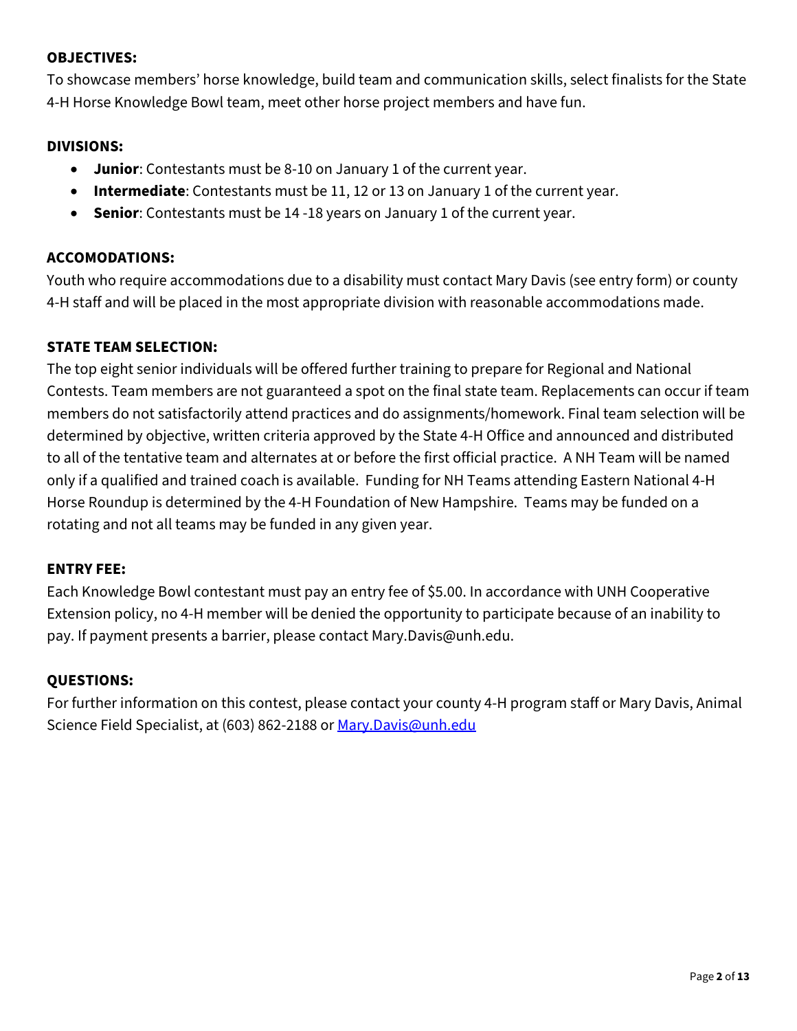**OBJECTIVES:**

To showcase members' horse knowledge, build team and communication skills, select finalists for the State 4-H Horse Knowledge Bowl team, meet other horse project members and have fun.

**DIVISIONS:**

- **Junior**: Contestants must be 8-10 on January 1 of the current year.
- **Intermediate**: Contestants must be 11, 12 or 13 on January 1 of the current year.
- **Senior**: Contestants must be 14 -18 years on January 1 of the current year.

**ACCOMODATIONS:**

Youth who require accommodations due to a disability must contact Mary Davis (see entry form) or county 4-H staff and will be placed in the most appropriate division with reasonable accommodations made.

**STATE TEAM SELECTION:**

The top eight senior individuals will be offered further training to prepare for Regional and National Contests. Team members are not guaranteed a spot on the final state team. Replacements can occur if team members do not satisfactorily attend practices and do assignments/homework. Final team selection will be determined by objective, written criteria approved by the State 4-H Office and announced and distributed to all of the tentative team and alternates at or before the first official practice. A NH Team will be named only if a qualified and trained coach is available. Funding for NH Teams attending Eastern National 4-H Horse Roundup is determined by the 4-H Foundation of New Hampshire. Teams may be funded on a rotating and not all teams may be funded in any given year.

**ENTRY FEE:**

Each Knowledge Bowl contestant must pay an entry fee of $5.00. In accordance with UNH Cooperative Extension policy, no 4-H member will be denied the opportunity to participate because of an inability to pay. If payment presents a barrier, please contact Mary.Davis@unh.edu.

**QUESTIONS:**

For further information on this contest, please contact your county 4-H program staff or Mary Davis, Animal Science Field Specialist, at (603) 862-2188 or [Mary.Davis@unh.edu](mailto:Mary.Davis@unh.edu)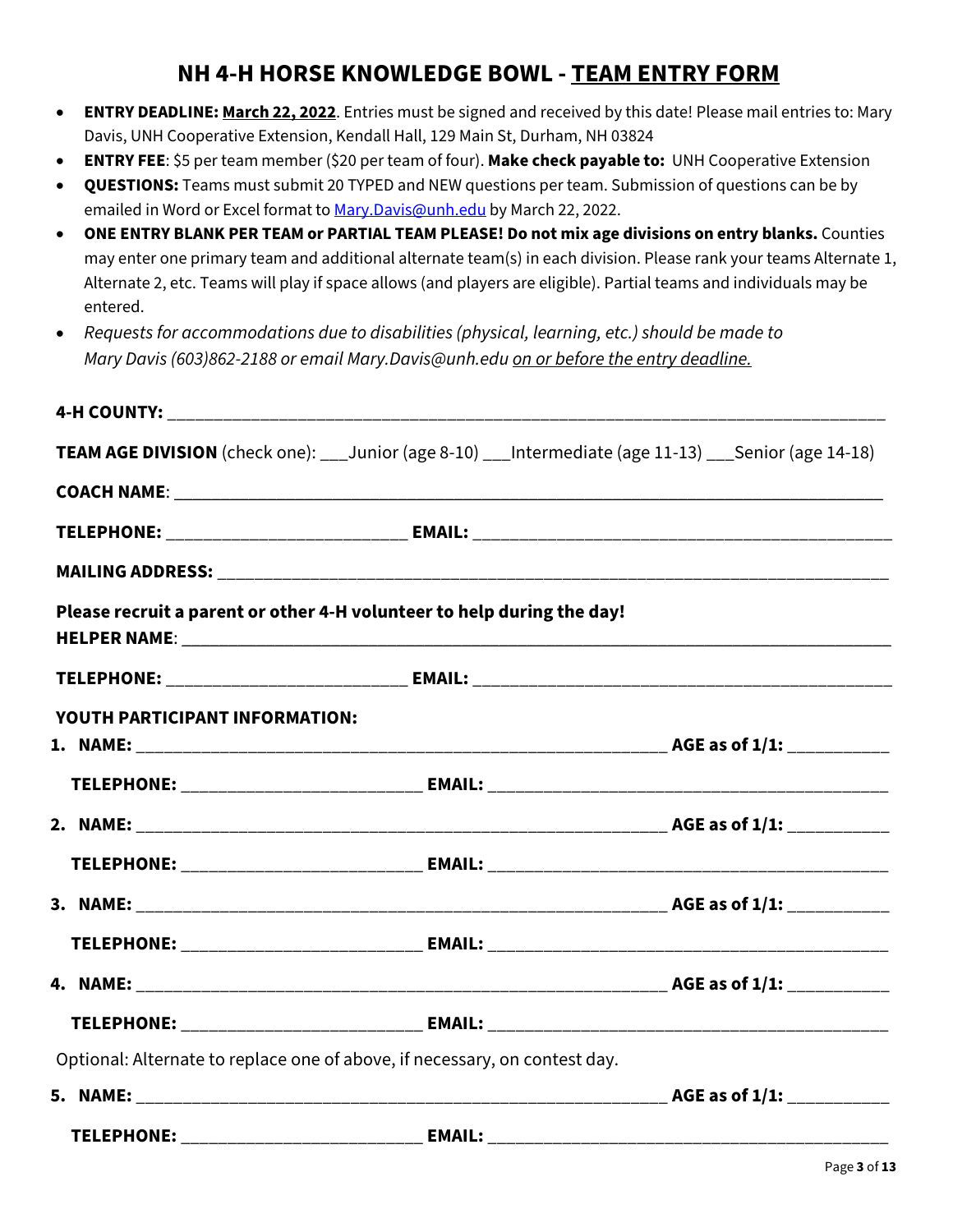# NH 4-H HORSE KNOWLEDGE BOWL - TEAM ENTRY FORM

- **ENTRY DEADLINE: March 22, 2022**. Entries must be signed and received by this date! Please mail entries to: Mary Davis, UNH Cooperative Extension, Kendall Hall, 129 Main St, Durham, NH 03824
- **ENTRY FEE**: $5 per team member ($20 per team of four). **Make check payable to:** UNH Cooperative Extension
- **QUESTIONS:** Teams must submit 20 TYPED and NEW questions per team. Submission of questions can be by emailed in Word or Excel format to Mary.Davis@unh.edu by March 22, 2022.
- **ONE ENTRY BLANK PER TEAM or PARTIAL TEAM PLEASE! Do not mix age divisions on entry blanks.** Counties may enter one primary team and additional alternate team(s) in each division. Please rank your teams Alternate 1, Alternate 2, etc. Teams will play if space allows (and players are eligible). Partial teams and individuals may be entered.
- *Requests for accommodations due to disabilities (physical, learning, etc.) should be made to Mary Davis (603)862-2188 or email Mary.Davis@unh.edu on or before the entry deadline.*

**4-H COUNTY:** ______________________________________________

**TEAM AGE DIVISION** (check one): ___Junior (age 8-10) ___Intermediate (age 11-13) ___Senior (age 14-18)

**COACH NAME**: ______________________________________________

**TELEPHONE:** ________________________ **EMAIL:** ________________________

**MAILING ADDRESS:** ______________________________________________

**Please recruit a parent or other 4-H volunteer to help during the day!**

**HELPER NAME**: ______________________________________________

**TELEPHONE:** ________________________ **EMAIL:** ________________________

**YOUTH PARTICIPANT INFORMATION:**

1. **NAME:** ________________________________ **AGE as of 1/1:** __________

   **TELEPHONE:** ________________________ **EMAIL:** ________________________

2. **NAME:** ________________________________ **AGE as of 1/1:** __________

   **TELEPHONE:** ________________________ **EMAIL:** ________________________

3. **NAME:** ________________________________ **AGE as of 1/1:** __________

   **TELEPHONE:** ________________________ **EMAIL:** ________________________

4. **NAME:** ________________________________ **AGE as of 1/1:** __________

   **TELEPHONE:** ________________________ **EMAIL:** ________________________

Optional: Alternate to replace one of above, if necessary, on contest day.

5. **NAME:** ________________________________ **AGE as of 1/1:** __________

   **TELEPHONE:** ________________________ **EMAIL:** ________________________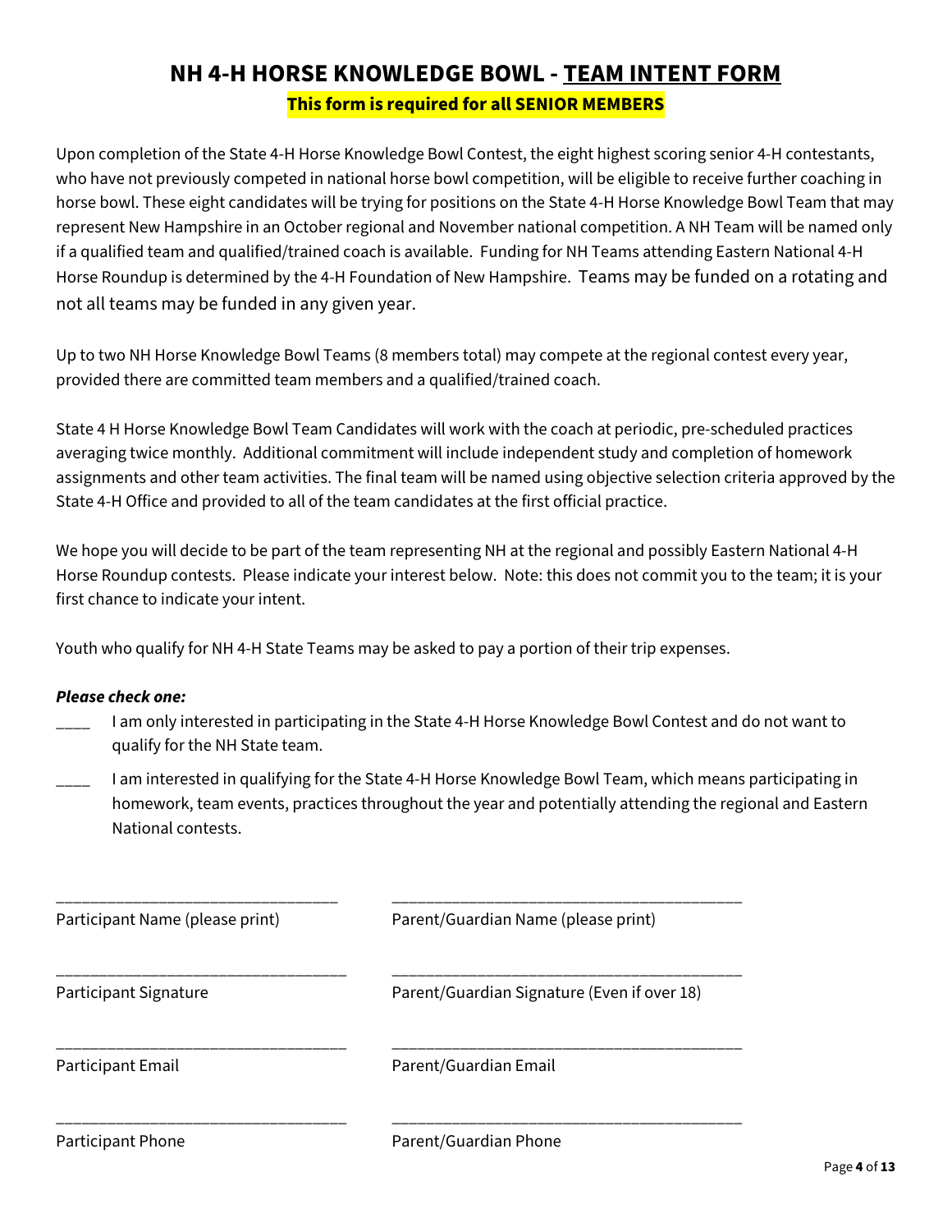# NH 4-H HORSE KNOWLEDGE BOWL - TEAM INTENT FORM

**This form is required for all SENIOR MEMBERS**

Upon completion of the State 4-H Horse Knowledge Bowl Contest, the eight highest scoring senior 4-H contestants, who have not previously competed in national horse bowl competition, will be eligible to receive further coaching in horse bowl. These eight candidates will be trying for positions on the State 4-H Horse Knowledge Bowl Team that may represent New Hampshire in an October regional and November national competition. A NH Team will be named only if a qualified team and qualified/trained coach is available. Funding for NH Teams attending Eastern National 4-H Horse Roundup is determined by the 4-H Foundation of New Hampshire. Teams may be funded on a rotating and not all teams may be funded in any given year.

Up to two NH Horse Knowledge Bowl Teams (8 members total) may compete at the regional contest every year, provided there are committed team members and a qualified/trained coach.

State 4 H Horse Knowledge Bowl Team Candidates will work with the coach at periodic, pre-scheduled practices averaging twice monthly. Additional commitment will include independent study and completion of homework assignments and other team activities. The final team will be named using objective selection criteria approved by the State 4-H Office and provided to all of the team candidates at the first official practice.

We hope you will decide to be part of the team representing NH at the regional and possibly Eastern National 4-H Horse Roundup contests. Please indicate your interest below. Note: this does not commit you to the team; it is your first chance to indicate your intent.

Youth who qualify for NH 4-H State Teams may be asked to pay a portion of their trip expenses.

***Please check one:***

____ I am only interested in participating in the State 4-H Horse Knowledge Bowl Contest and do not want to qualify for the NH State team.

____ I am interested in qualifying for the State 4-H Horse Knowledge Bowl Team, which means participating in homework, team events, practices throughout the year and potentially attending the regional and Eastern National contests.

| | |
|---|---|
| ________________________________ | ________________________________________ |
| Participant Name (please print) | Parent/Guardian Name (please print) |
| ________________________________ | ________________________________________ |
| Participant Signature | Parent/Guardian Signature (Even if over 18) |
| ________________________________ | ________________________________________ |
| Participant Email | Parent/Guardian Email |
| ________________________________ | ________________________________________ |
| Participant Phone | Parent/Guardian Phone |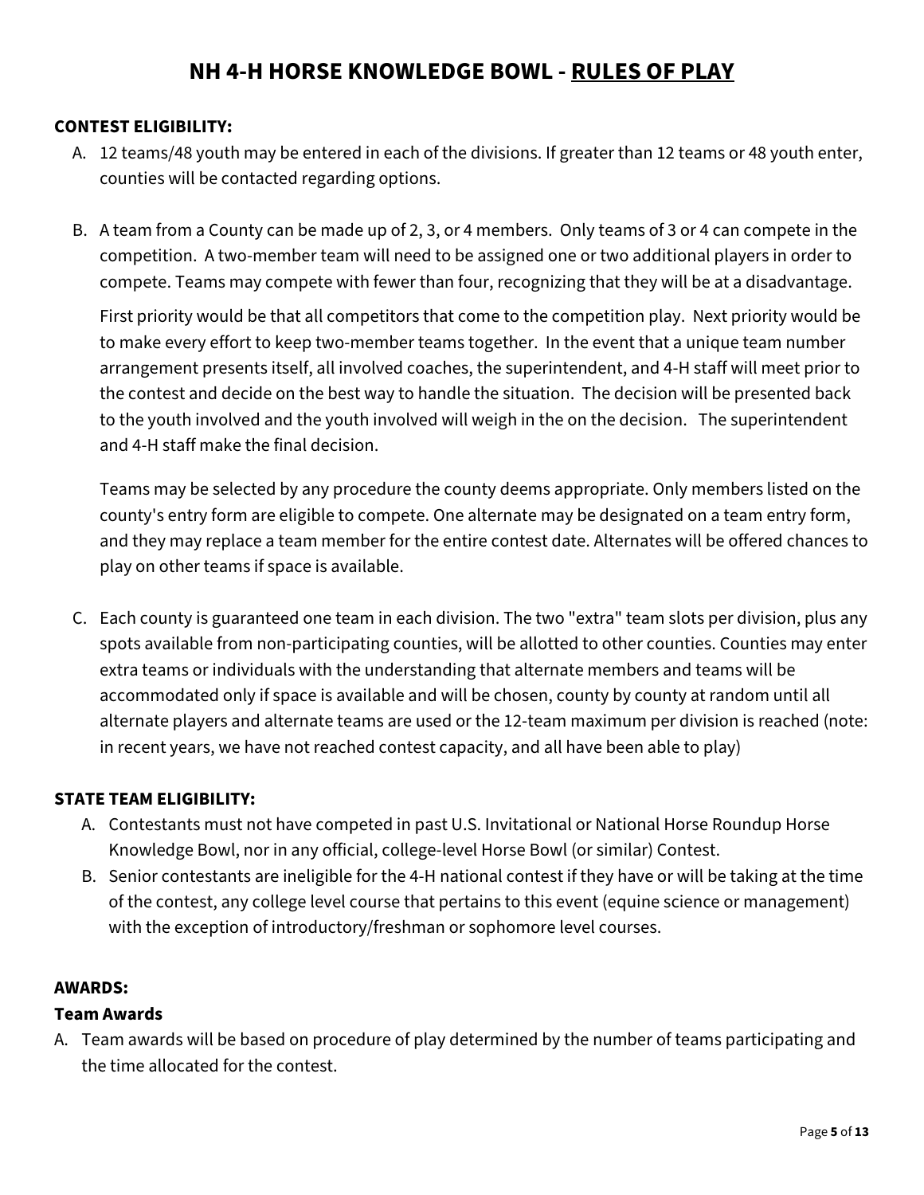# NH 4-H HORSE KNOWLEDGE BOWL - RULES OF PLAY

**CONTEST ELIGIBILITY:**

A. 12 teams/48 youth may be entered in each of the divisions. If greater than 12 teams or 48 youth enter, counties will be contacted regarding options.

B. A team from a County can be made up of 2, 3, or 4 members. Only teams of 3 or 4 can compete in the competition. A two-member team will need to be assigned one or two additional players in order to compete. Teams may compete with fewer than four, recognizing that they will be at a disadvantage.

   First priority would be that all competitors that come to the competition play. Next priority would be to make every effort to keep two-member teams together. In the event that a unique team number arrangement presents itself, all involved coaches, the superintendent, and 4-H staff will meet prior to the contest and decide on the best way to handle the situation. The decision will be presented back to the youth involved and the youth involved will weigh in the on the decision. The superintendent and 4-H staff make the final decision.

   Teams may be selected by any procedure the county deems appropriate. Only members listed on the county's entry form are eligible to compete. One alternate may be designated on a team entry form, and they may replace a team member for the entire contest date. Alternates will be offered chances to play on other teams if space is available.

C. Each county is guaranteed one team in each division. The two "extra" team slots per division, plus any spots available from non-participating counties, will be allotted to other counties. Counties may enter extra teams or individuals with the understanding that alternate members and teams will be accommodated only if space is available and will be chosen, county by county at random until all alternate players and alternate teams are used or the 12-team maximum per division is reached (note: in recent years, we have not reached contest capacity, and all have been able to play)

**STATE TEAM ELIGIBILITY:**

A. Contestants must not have competed in past U.S. Invitational or National Horse Roundup Horse Knowledge Bowl, nor in any official, college-level Horse Bowl (or similar) Contest.

B. Senior contestants are ineligible for the 4-H national contest if they have or will be taking at the time of the contest, any college level course that pertains to this event (equine science or management) with the exception of introductory/freshman or sophomore level courses.

**AWARDS:**

**Team Awards**

A. Team awards will be based on procedure of play determined by the number of teams participating and the time allocated for the contest.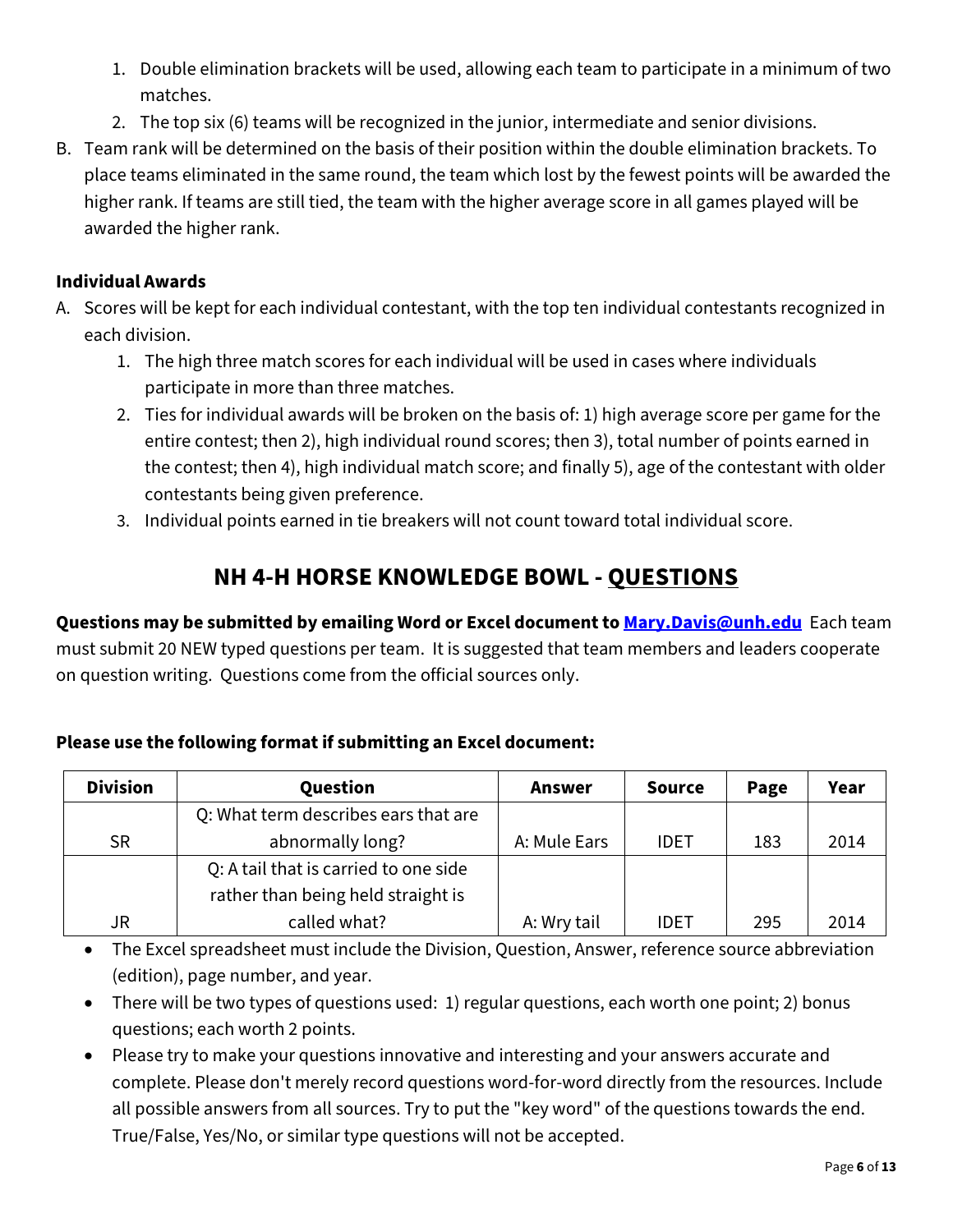1. Double elimination brackets will be used, allowing each team to participate in a minimum of two matches.
2. The top six (6) teams will be recognized in the junior, intermediate and senior divisions.

B. Team rank will be determined on the basis of their position within the double elimination brackets. To place teams eliminated in the same round, the team which lost by the fewest points will be awarded the higher rank. If teams are still tied, the team with the higher average score in all games played will be awarded the higher rank.

**Individual Awards**

A. Scores will be kept for each individual contestant, with the top ten individual contestants recognized in each division.
   1. The high three match scores for each individual will be used in cases where individuals participate in more than three matches.
   2. Ties for individual awards will be broken on the basis of: 1) high average score per game for the entire contest; then 2), high individual round scores; then 3), total number of points earned in the contest; then 4), high individual match score; and finally 5), age of the contestant with older contestants being given preference.
   3. Individual points earned in tie breakers will not count toward total individual score.

## NH 4-H HORSE KNOWLEDGE BOWL - QUESTIONS

**Questions may be submitted by emailing Word or Excel document to Mary.Davis@unh.edu** Each team must submit 20 NEW typed questions per team. It is suggested that team members and leaders cooperate on question writing. Questions come from the official sources only.

**Please use the following format if submitting an Excel document:**

| Division | Question | Answer | Source | Page | Year |
|---|---|---|---|---|---|
| SR | Q: What term describes ears that are abnormally long? | A: Mule Ears | IDET | 183 | 2014 |
| JR | Q: A tail that is carried to one side rather than being held straight is called what? | A: Wry tail | IDET | 295 | 2014 |

- The Excel spreadsheet must include the Division, Question, Answer, reference source abbreviation (edition), page number, and year.
- There will be two types of questions used: 1) regular questions, each worth one point; 2) bonus questions; each worth 2 points.
- Please try to make your questions innovative and interesting and your answers accurate and complete. Please don't merely record questions word-for-word directly from the resources. Include all possible answers from all sources. Try to put the "key word" of the questions towards the end. True/False, Yes/No, or similar type questions will not be accepted.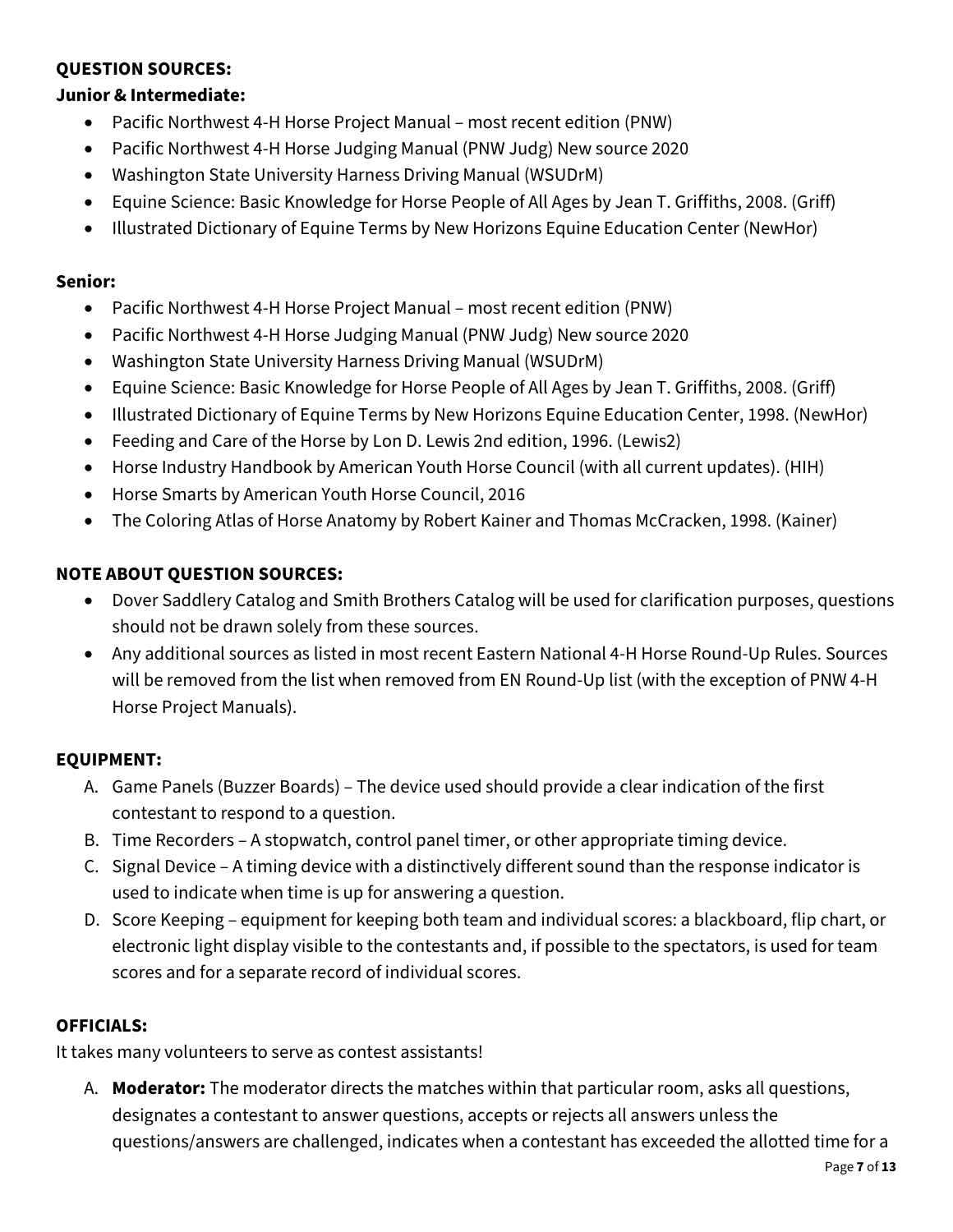**QUESTION SOURCES:**

**Junior & Intermediate:**

- Pacific Northwest 4-H Horse Project Manual – most recent edition (PNW)
- Pacific Northwest 4-H Horse Judging Manual (PNW Judg) New source 2020
- Washington State University Harness Driving Manual (WSUDrM)
- Equine Science: Basic Knowledge for Horse People of All Ages by Jean T. Griffiths, 2008. (Griff)
- Illustrated Dictionary of Equine Terms by New Horizons Equine Education Center (NewHor)

**Senior:**

- Pacific Northwest 4-H Horse Project Manual – most recent edition (PNW)
- Pacific Northwest 4-H Horse Judging Manual (PNW Judg) New source 2020
- Washington State University Harness Driving Manual (WSUDrM)
- Equine Science: Basic Knowledge for Horse People of All Ages by Jean T. Griffiths, 2008. (Griff)
- Illustrated Dictionary of Equine Terms by New Horizons Equine Education Center, 1998. (NewHor)
- Feeding and Care of the Horse by Lon D. Lewis 2nd edition, 1996. (Lewis2)
- Horse Industry Handbook by American Youth Horse Council (with all current updates). (HIH)
- Horse Smarts by American Youth Horse Council, 2016
- The Coloring Atlas of Horse Anatomy by Robert Kainer and Thomas McCracken, 1998. (Kainer)

**NOTE ABOUT QUESTION SOURCES:**

- Dover Saddlery Catalog and Smith Brothers Catalog will be used for clarification purposes, questions should not be drawn solely from these sources.
- Any additional sources as listed in most recent Eastern National 4-H Horse Round-Up Rules. Sources will be removed from the list when removed from EN Round-Up list (with the exception of PNW 4-H Horse Project Manuals).

**EQUIPMENT:**

A. Game Panels (Buzzer Boards) – The device used should provide a clear indication of the first contestant to respond to a question.
B. Time Recorders – A stopwatch, control panel timer, or other appropriate timing device.
C. Signal Device – A timing device with a distinctively different sound than the response indicator is used to indicate when time is up for answering a question.
D. Score Keeping – equipment for keeping both team and individual scores: a blackboard, flip chart, or electronic light display visible to the contestants and, if possible to the spectators, is used for team scores and for a separate record of individual scores.

**OFFICIALS:**

It takes many volunteers to serve as contest assistants!

A. **Moderator:** The moderator directs the matches within that particular room, asks all questions, designates a contestant to answer questions, accepts or rejects all answers unless the questions/answers are challenged, indicates when a contestant has exceeded the allotted time for a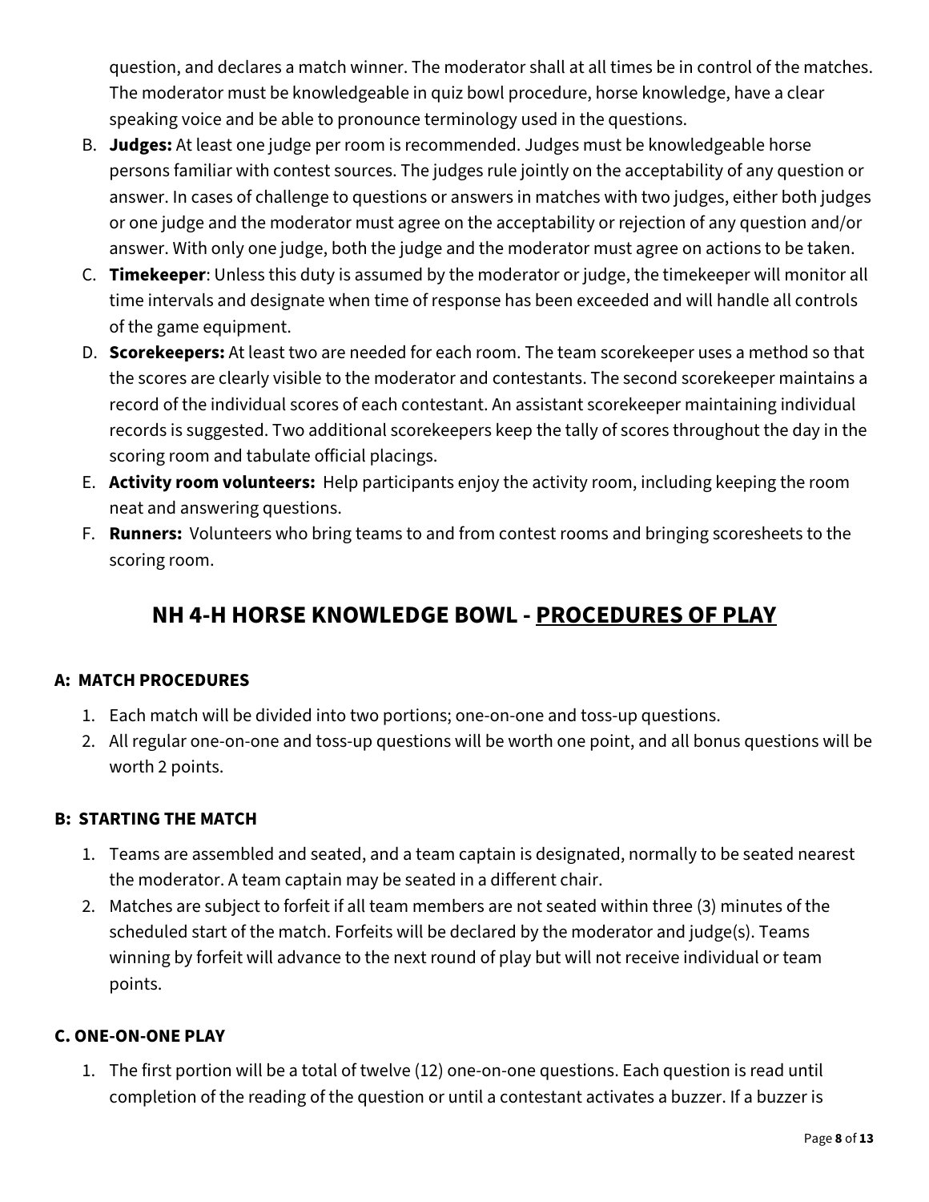question, and declares a match winner. The moderator shall at all times be in control of the matches. The moderator must be knowledgeable in quiz bowl procedure, horse knowledge, have a clear speaking voice and be able to pronounce terminology used in the questions.

B. **Judges:** At least one judge per room is recommended. Judges must be knowledgeable horse persons familiar with contest sources. The judges rule jointly on the acceptability of any question or answer. In cases of challenge to questions or answers in matches with two judges, either both judges or one judge and the moderator must agree on the acceptability or rejection of any question and/or answer. With only one judge, both the judge and the moderator must agree on actions to be taken.
C. **Timekeeper**: Unless this duty is assumed by the moderator or judge, the timekeeper will monitor all time intervals and designate when time of response has been exceeded and will handle all controls of the game equipment.
D. **Scorekeepers:** At least two are needed for each room. The team scorekeeper uses a method so that the scores are clearly visible to the moderator and contestants. The second scorekeeper maintains a record of the individual scores of each contestant. An assistant scorekeeper maintaining individual records is suggested. Two additional scorekeepers keep the tally of scores throughout the day in the scoring room and tabulate official placings.
E. **Activity room volunteers:** Help participants enjoy the activity room, including keeping the room neat and answering questions.
F. **Runners:** Volunteers who bring teams to and from contest rooms and bringing scoresheets to the scoring room.

## NH 4-H HORSE KNOWLEDGE BOWL - <u>PROCEDURES OF PLAY</u>

### A: MATCH PROCEDURES

1. Each match will be divided into two portions; one-on-one and toss-up questions.
2. All regular one-on-one and toss-up questions will be worth one point, and all bonus questions will be worth 2 points.

### B: STARTING THE MATCH

1. Teams are assembled and seated, and a team captain is designated, normally to be seated nearest the moderator. A team captain may be seated in a different chair.
2. Matches are subject to forfeit if all team members are not seated within three (3) minutes of the scheduled start of the match. Forfeits will be declared by the moderator and judge(s). Teams winning by forfeit will advance to the next round of play but will not receive individual or team points.

### C. ONE-ON-ONE PLAY

1. The first portion will be a total of twelve (12) one-on-one questions. Each question is read until completion of the reading of the question or until a contestant activates a buzzer. If a buzzer is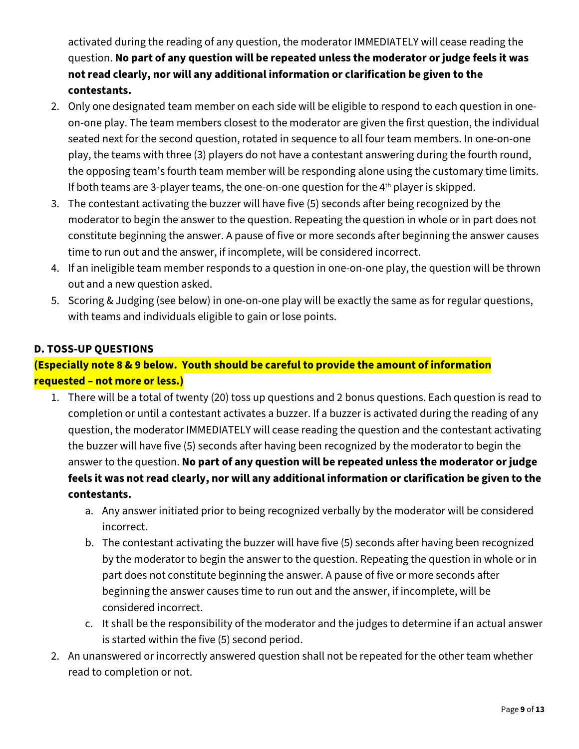activated during the reading of any question, the moderator IMMEDIATELY will cease reading the question. **No part of any question will be repeated unless the moderator or judge feels it was not read clearly, nor will any additional information or clarification be given to the contestants.**

2. Only one designated team member on each side will be eligible to respond to each question in one-on-one play. The team members closest to the moderator are given the first question, the individual seated next for the second question, rotated in sequence to all four team members. In one-on-one play, the teams with three (3) players do not have a contestant answering during the fourth round, the opposing team's fourth team member will be responding alone using the customary time limits. If both teams are 3-player teams, the one-on-one question for the 4th player is skipped.
3. The contestant activating the buzzer will have five (5) seconds after being recognized by the moderator to begin the answer to the question. Repeating the question in whole or in part does not constitute beginning the answer. A pause of five or more seconds after beginning the answer causes time to run out and the answer, if incomplete, will be considered incorrect.
4. If an ineligible team member responds to a question in one-on-one play, the question will be thrown out and a new question asked.
5. Scoring & Judging (see below) in one-on-one play will be exactly the same as for regular questions, with teams and individuals eligible to gain or lose points.

### D. TOSS-UP QUESTIONS

**(Especially note 8 & 9 below. Youth should be careful to provide the amount of information requested – not more or less.)**

1. There will be a total of twenty (20) toss up questions and 2 bonus questions. Each question is read to completion or until a contestant activates a buzzer. If a buzzer is activated during the reading of any question, the moderator IMMEDIATELY will cease reading the question and the contestant activating the buzzer will have five (5) seconds after having been recognized by the moderator to begin the answer to the question. **No part of any question will be repeated unless the moderator or judge feels it was not read clearly, nor will any additional information or clarification be given to the contestants.**
   a. Any answer initiated prior to being recognized verbally by the moderator will be considered incorrect.
   b. The contestant activating the buzzer will have five (5) seconds after having been recognized by the moderator to begin the answer to the question. Repeating the question in whole or in part does not constitute beginning the answer. A pause of five or more seconds after beginning the answer causes time to run out and the answer, if incomplete, will be considered incorrect.
   c. It shall be the responsibility of the moderator and the judges to determine if an actual answer is started within the five (5) second period.
2. An unanswered or incorrectly answered question shall not be repeated for the other team whether read to completion or not.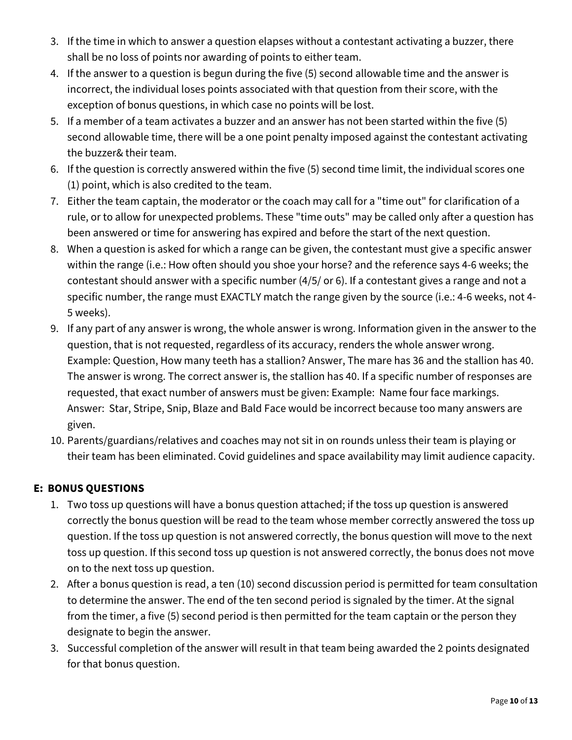3. If the time in which to answer a question elapses without a contestant activating a buzzer, there shall be no loss of points nor awarding of points to either team.
4. If the answer to a question is begun during the five (5) second allowable time and the answer is incorrect, the individual loses points associated with that question from their score, with the exception of bonus questions, in which case no points will be lost.
5. If a member of a team activates a buzzer and an answer has not been started within the five (5) second allowable time, there will be a one point penalty imposed against the contestant activating the buzzer& their team.
6. If the question is correctly answered within the five (5) second time limit, the individual scores one (1) point, which is also credited to the team.
7. Either the team captain, the moderator or the coach may call for a "time out" for clarification of a rule, or to allow for unexpected problems. These "time outs" may be called only after a question has been answered or time for answering has expired and before the start of the next question.
8. When a question is asked for which a range can be given, the contestant must give a specific answer within the range (i.e.: How often should you shoe your horse? and the reference says 4-6 weeks; the contestant should answer with a specific number (4/5/ or 6). If a contestant gives a range and not a specific number, the range must EXACTLY match the range given by the source (i.e.: 4-6 weeks, not 4-5 weeks).
9. If any part of any answer is wrong, the whole answer is wrong. Information given in the answer to the question, that is not requested, regardless of its accuracy, renders the whole answer wrong. Example: Question, How many teeth has a stallion? Answer, The mare has 36 and the stallion has 40. The answer is wrong. The correct answer is, the stallion has 40. If a specific number of responses are requested, that exact number of answers must be given: Example: Name four face markings. Answer: Star, Stripe, Snip, Blaze and Bald Face would be incorrect because too many answers are given.
10. Parents/guardians/relatives and coaches may not sit in on rounds unless their team is playing or their team has been eliminated. Covid guidelines and space availability may limit audience capacity.

### E: BONUS QUESTIONS

1. Two toss up questions will have a bonus question attached; if the toss up question is answered correctly the bonus question will be read to the team whose member correctly answered the toss up question. If the toss up question is not answered correctly, the bonus question will move to the next toss up question. If this second toss up question is not answered correctly, the bonus does not move on to the next toss up question.
2. After a bonus question is read, a ten (10) second discussion period is permitted for team consultation to determine the answer. The end of the ten second period is signaled by the timer. At the signal from the timer, a five (5) second period is then permitted for the team captain or the person they designate to begin the answer.
3. Successful completion of the answer will result in that team being awarded the 2 points designated for that bonus question.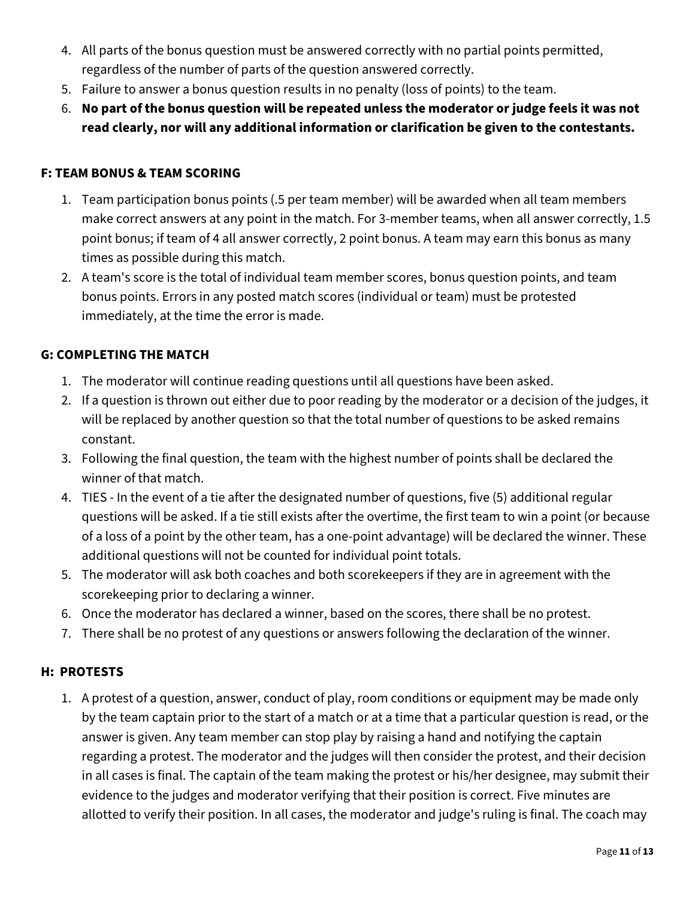4. All parts of the bonus question must be answered correctly with no partial points permitted, regardless of the number of parts of the question answered correctly.
5. Failure to answer a bonus question results in no penalty (loss of points) to the team.
6. **No part of the bonus question will be repeated unless the moderator or judge feels it was not read clearly, nor will any additional information or clarification be given to the contestants.**

### F: TEAM BONUS & TEAM SCORING

1. Team participation bonus points (.5 per team member) will be awarded when all team members make correct answers at any point in the match. For 3-member teams, when all answer correctly, 1.5 point bonus; if team of 4 all answer correctly, 2 point bonus. A team may earn this bonus as many times as possible during this match.
2. A team's score is the total of individual team member scores, bonus question points, and team bonus points. Errors in any posted match scores (individual or team) must be protested immediately, at the time the error is made.

### G: COMPLETING THE MATCH

1. The moderator will continue reading questions until all questions have been asked.
2. If a question is thrown out either due to poor reading by the moderator or a decision of the judges, it will be replaced by another question so that the total number of questions to be asked remains constant.
3. Following the final question, the team with the highest number of points shall be declared the winner of that match.
4. TIES - In the event of a tie after the designated number of questions, five (5) additional regular questions will be asked. If a tie still exists after the overtime, the first team to win a point (or because of a loss of a point by the other team, has a one-point advantage) will be declared the winner. These additional questions will not be counted for individual point totals.
5. The moderator will ask both coaches and both scorekeepers if they are in agreement with the scorekeeping prior to declaring a winner.
6. Once the moderator has declared a winner, based on the scores, there shall be no protest.
7. There shall be no protest of any questions or answers following the declaration of the winner.

### H: PROTESTS

1. A protest of a question, answer, conduct of play, room conditions or equipment may be made only by the team captain prior to the start of a match or at a time that a particular question is read, or the answer is given. Any team member can stop play by raising a hand and notifying the captain regarding a protest. The moderator and the judges will then consider the protest, and their decision in all cases is final. The captain of the team making the protest or his/her designee, may submit their evidence to the judges and moderator verifying that their position is correct. Five minutes are allotted to verify their position. In all cases, the moderator and judge's ruling is final. The coach may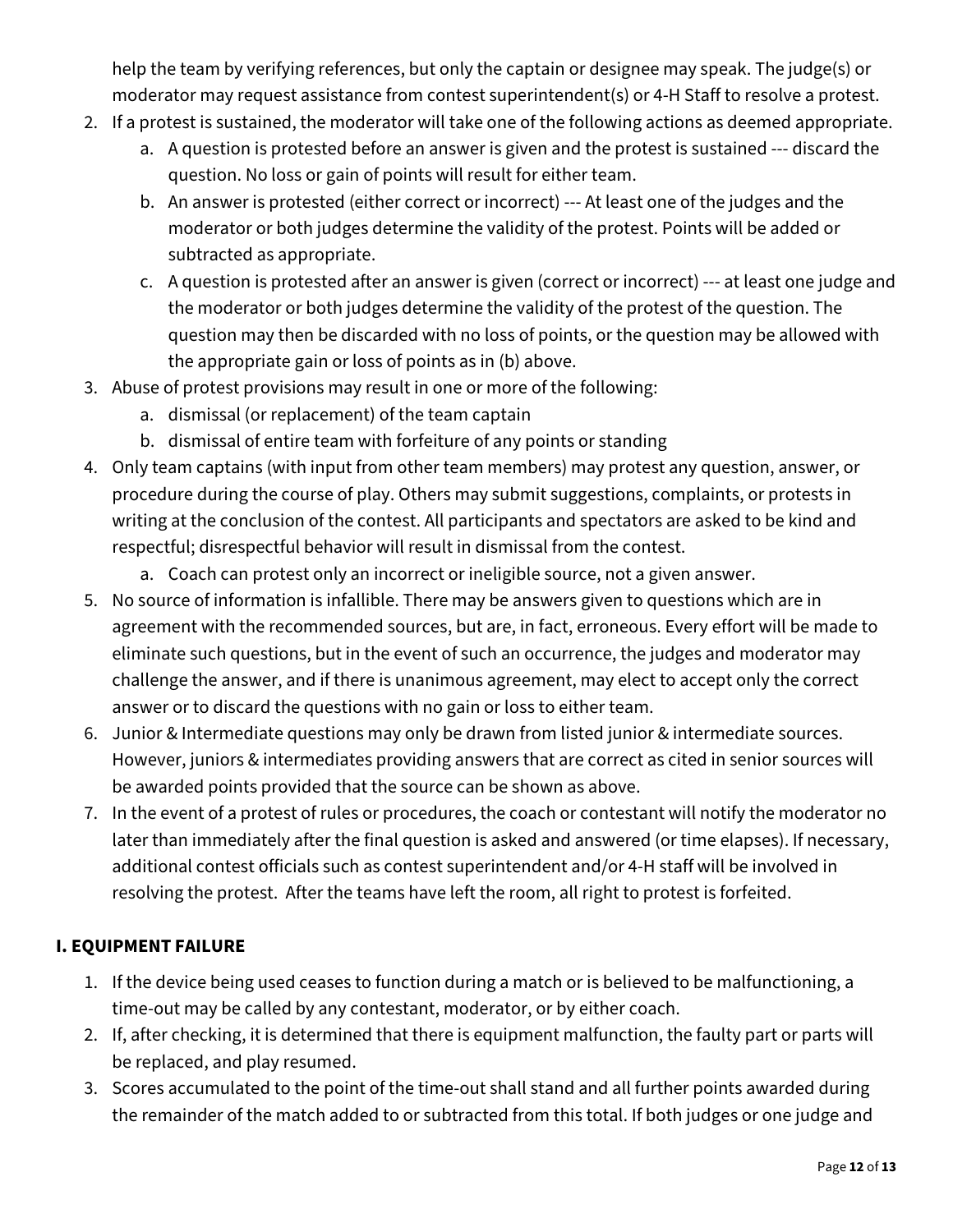help the team by verifying references, but only the captain or designee may speak. The judge(s) or moderator may request assistance from contest superintendent(s) or 4-H Staff to resolve a protest.

2. If a protest is sustained, the moderator will take one of the following actions as deemed appropriate.
   a. A question is protested before an answer is given and the protest is sustained --- discard the question. No loss or gain of points will result for either team.
   b. An answer is protested (either correct or incorrect) --- At least one of the judges and the moderator or both judges determine the validity of the protest. Points will be added or subtracted as appropriate.
   c. A question is protested after an answer is given (correct or incorrect) --- at least one judge and the moderator or both judges determine the validity of the protest of the question. The question may then be discarded with no loss of points, or the question may be allowed with the appropriate gain or loss of points as in (b) above.
3. Abuse of protest provisions may result in one or more of the following:
   a. dismissal (or replacement) of the team captain
   b. dismissal of entire team with forfeiture of any points or standing
4. Only team captains (with input from other team members) may protest any question, answer, or procedure during the course of play. Others may submit suggestions, complaints, or protests in writing at the conclusion of the contest. All participants and spectators are asked to be kind and respectful; disrespectful behavior will result in dismissal from the contest.
   a. Coach can protest only an incorrect or ineligible source, not a given answer.
5. No source of information is infallible. There may be answers given to questions which are in agreement with the recommended sources, but are, in fact, erroneous. Every effort will be made to eliminate such questions, but in the event of such an occurrence, the judges and moderator may challenge the answer, and if there is unanimous agreement, may elect to accept only the correct answer or to discard the questions with no gain or loss to either team.
6. Junior & Intermediate questions may only be drawn from listed junior & intermediate sources. However, juniors & intermediates providing answers that are correct as cited in senior sources will be awarded points provided that the source can be shown as above.
7. In the event of a protest of rules or procedures, the coach or contestant will notify the moderator no later than immediately after the final question is asked and answered (or time elapses). If necessary, additional contest officials such as contest superintendent and/or 4-H staff will be involved in resolving the protest. After the teams have left the room, all right to protest is forfeited.

### I. EQUIPMENT FAILURE

1. If the device being used ceases to function during a match or is believed to be malfunctioning, a time-out may be called by any contestant, moderator, or by either coach.
2. If, after checking, it is determined that there is equipment malfunction, the faulty part or parts will be replaced, and play resumed.
3. Scores accumulated to the point of the time-out shall stand and all further points awarded during the remainder of the match added to or subtracted from this total. If both judges or one judge and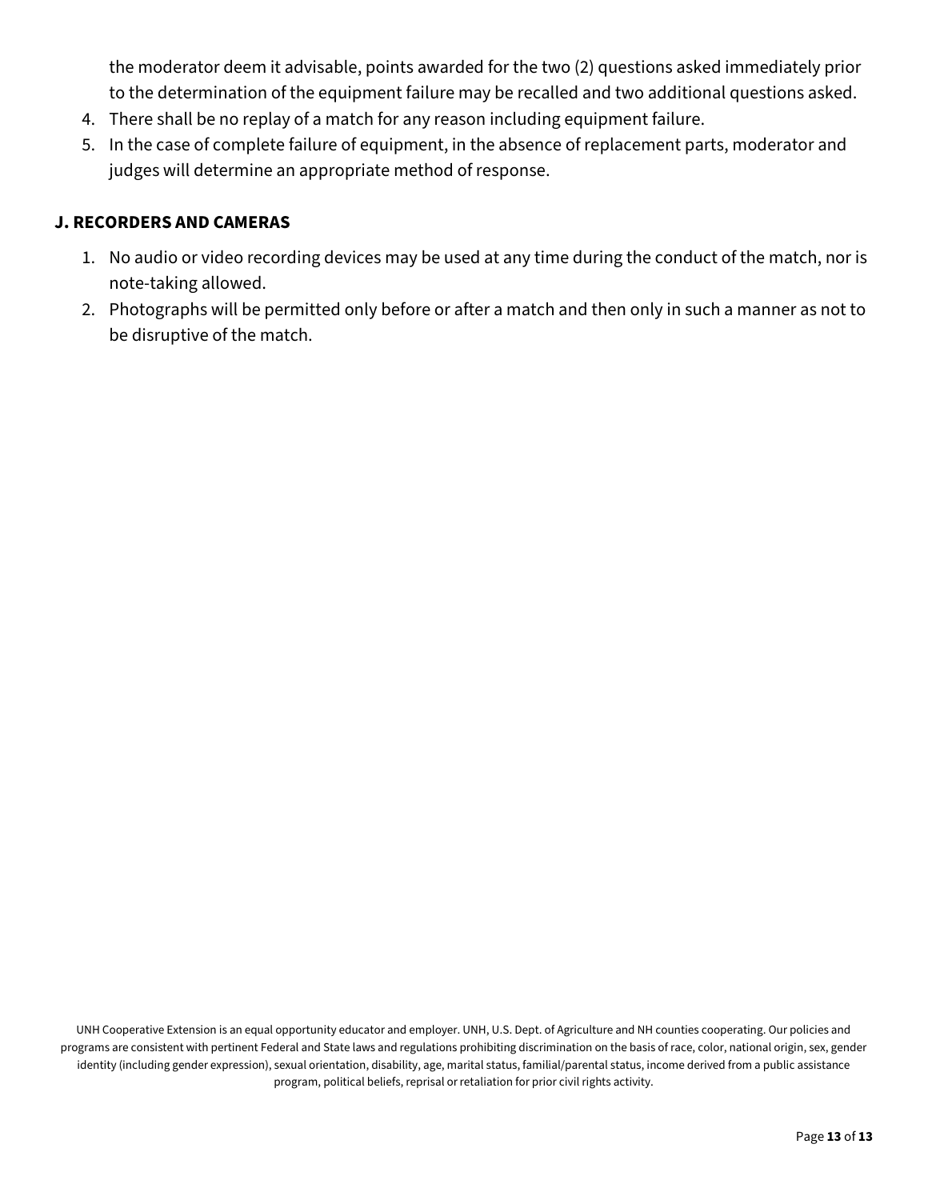the moderator deem it advisable, points awarded for the two (2) questions asked immediately prior to the determination of the equipment failure may be recalled and two additional questions asked.

4. There shall be no replay of a match for any reason including equipment failure.
5. In the case of complete failure of equipment, in the absence of replacement parts, moderator and judges will determine an appropriate method of response.

### J. RECORDERS AND CAMERAS

1. No audio or video recording devices may be used at any time during the conduct of the match, nor is note-taking allowed.
2. Photographs will be permitted only before or after a match and then only in such a manner as not to be disruptive of the match.

UNH Cooperative Extension is an equal opportunity educator and employer. UNH, U.S. Dept. of Agriculture and NH counties cooperating. Our policies and programs are consistent with pertinent Federal and State laws and regulations prohibiting discrimination on the basis of race, color, national origin, sex, gender identity (including gender expression), sexual orientation, disability, age, marital status, familial/parental status, income derived from a public assistance program, political beliefs, reprisal or retaliation for prior civil rights activity.